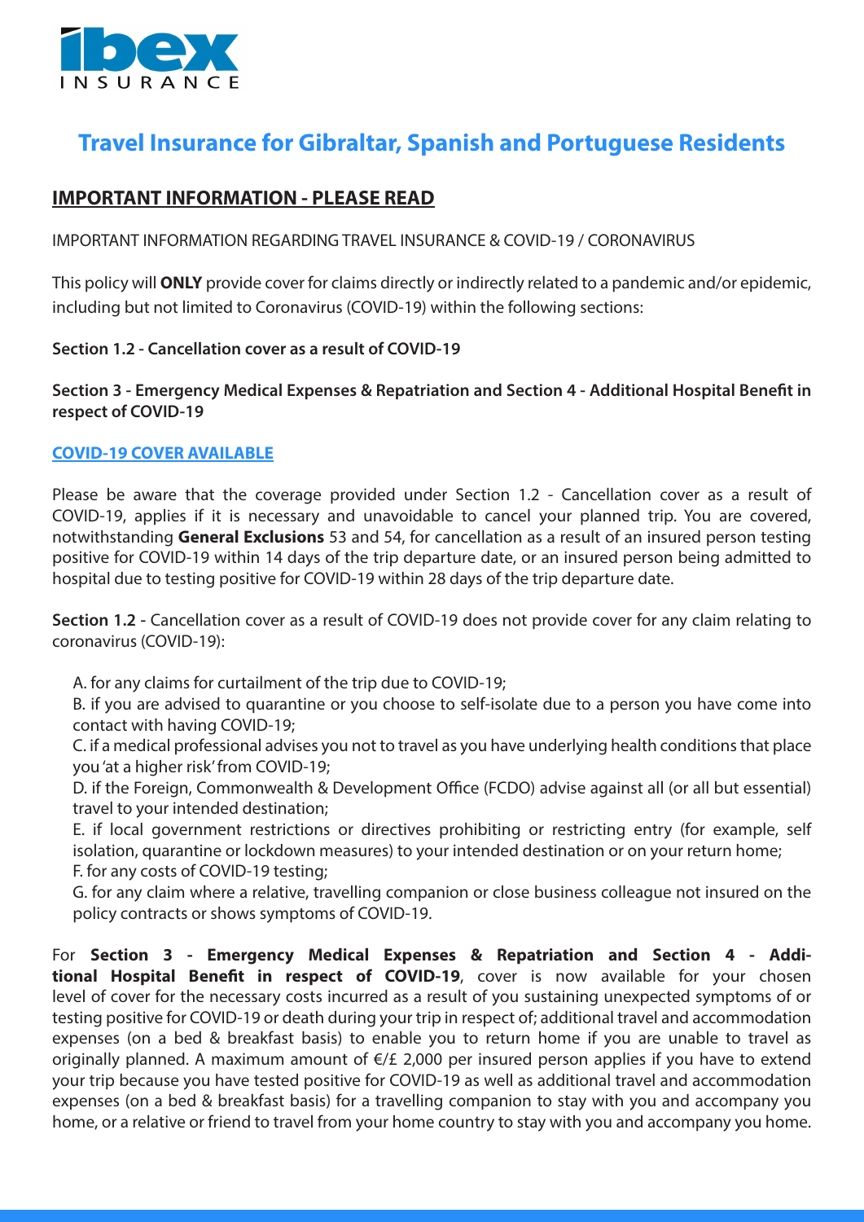ibex INSURANCE

# Travel Insurance for Gibraltar, Spanish and Portuguese Residents

## IMPORTANT INFORMATION - PLEASE READ

IMPORTANT INFORMATION REGARDING TRAVEL INSURANCE & COVID-19 / CORONAVIRUS

This policy will **ONLY** provide cover for claims directly or indirectly related to a pandemic and/or epidemic, including but not limited to Coronavirus (COVID-19) within the following sections:

**Section 1.2 - Cancellation cover as a result of COVID-19**

**Section 3 - Emergency Medical Expenses & Repatriation and Section 4 - Additional Hospital Benefit in respect of COVID-19**

### COVID-19 COVER AVAILABLE

Please be aware that the coverage provided under Section 1.2 - Cancellation cover as a result of COVID-19, applies if it is necessary and unavoidable to cancel your planned trip. You are covered, notwithstanding **General Exclusions** 53 and 54, for cancellation as a result of an insured person testing positive for COVID-19 within 14 days of the trip departure date, or an insured person being admitted to hospital due to testing positive for COVID-19 within 28 days of the trip departure date.

**Section 1.2 -** Cancellation cover as a result of COVID-19 does not provide cover for any claim relating to coronavirus (COVID-19):

A. for any claims for curtailment of the trip due to COVID-19;
B. if you are advised to quarantine or you choose to self-isolate due to a person you have come into contact with having COVID-19;
C. if a medical professional advises you not to travel as you have underlying health conditions that place you 'at a higher risk' from COVID-19;
D. if the Foreign, Commonwealth & Development Office (FCDO) advise against all (or all but essential) travel to your intended destination;
E. if local government restrictions or directives prohibiting or restricting entry (for example, self isolation, quarantine or lockdown measures) to your intended destination or on your return home;
F. for any costs of COVID-19 testing;
G. for any claim where a relative, travelling companion or close business colleague not insured on the policy contracts or shows symptoms of COVID-19.

For **Section 3 - Emergency Medical Expenses & Repatriation and Section 4 - Additional Hospital Benefit in respect of COVID-19**, cover is now available for your chosen level of cover for the necessary costs incurred as a result of you sustaining unexpected symptoms of or testing positive for COVID-19 or death during your trip in respect of; additional travel and accommodation expenses (on a bed & breakfast basis) to enable you to return home if you are unable to travel as originally planned. A maximum amount of €/£ 2,000 per insured person applies if you have to extend your trip because you have tested positive for COVID-19 as well as additional travel and accommodation expenses (on a bed & breakfast basis) for a travelling companion to stay with you and accompany you home, or a relative or friend to travel from your home country to stay with you and accompany you home.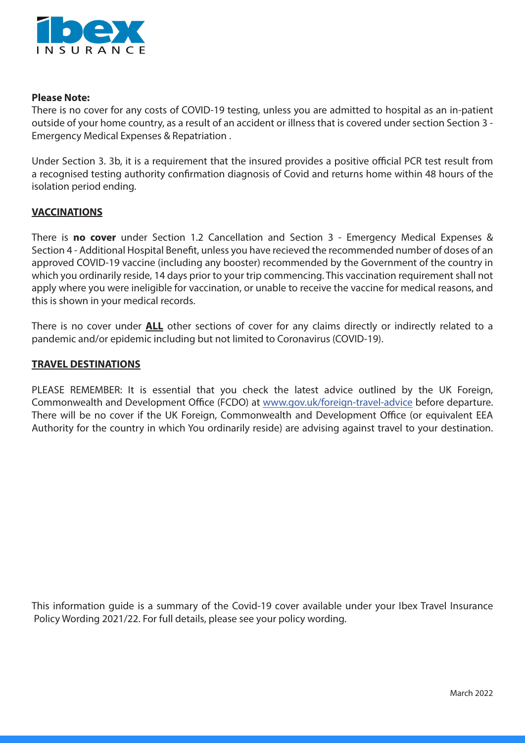**Please Note:**
There is no cover for any costs of COVID-19 testing, unless you are admitted to hospital as an in-patient outside of your home country, as a result of an accident or illness that is covered under section Section 3 - Emergency Medical Expenses & Repatriation .

Under Section 3. 3b, it is a requirement that the insured provides a positive official PCR test result from a recognised testing authority confirmation diagnosis of Covid and returns home within 48 hours of the isolation period ending.

## VACCINATIONS

There is **no cover** under Section 1.2 Cancellation and Section 3 - Emergency Medical Expenses & Section 4 - Additional Hospital Benefit, unless you have recieved the recommended number of doses of an approved COVID-19 vaccine (including any booster) recommended by the Government of the country in which you ordinarily reside, 14 days prior to your trip commencing. This vaccination requirement shall not apply where you were ineligible for vaccination, or unable to receive the vaccine for medical reasons, and this is shown in your medical records.

There is no cover under **ALL** other sections of cover for any claims directly or indirectly related to a pandemic and/or epidemic including but not limited to Coronavirus (COVID-19).

## TRAVEL DESTINATIONS

PLEASE REMEMBER: It is essential that you check the latest advice outlined by the UK Foreign, Commonwealth and Development Office (FCDO) at www.gov.uk/foreign-travel-advice before departure. There will be no cover if the UK Foreign, Commonwealth and Development Office (or equivalent EEA Authority for the country in which You ordinarily reside) are advising against travel to your destination.

This information guide is a summary of the Covid-19 cover available under your Ibex Travel Insurance Policy Wording 2021/22. For full details, please see your policy wording.

March 2022